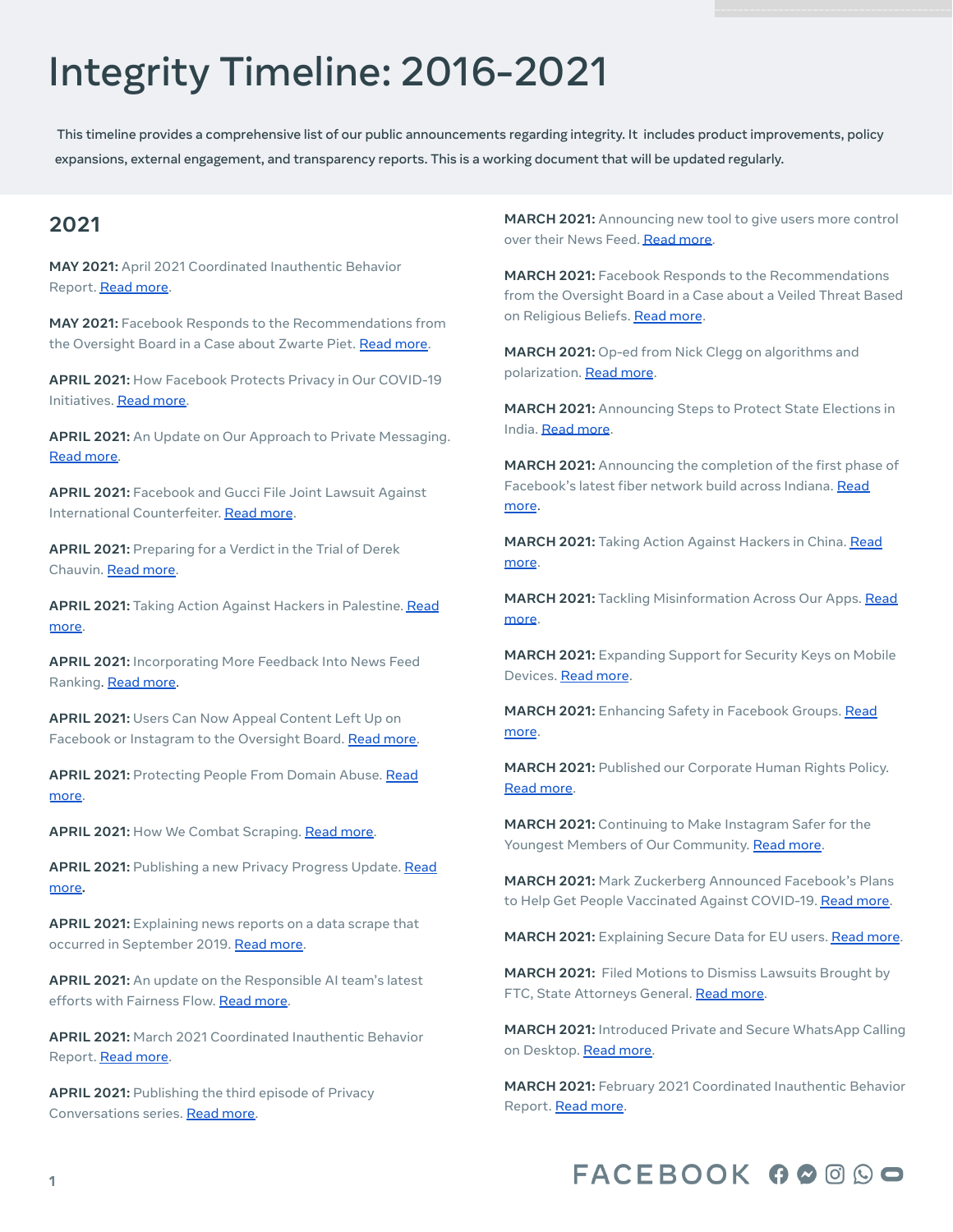# Integrity Timeline: 2016-2021

This timeline provides a comprehensive list of our public announcements regarding integrity. It includes product improvements, policy expansions, external engagement, and transparency reports. This is a working document that will be updated regularly.

## 2021

**MAY 2021:** April 2021 Coordinated Inauthentic Behavior Report. Read more.

**MAY 2021:** Facebook Responds to the Recommendations from the Oversight Board in a Case about Zwarte Piet. Read more.

**APRIL 2021:** How Facebook Protects Privacy in Our COVID-19 Initiatives. Read more.

**APRIL 2021:** An Update on Our Approach to Private Messaging. Read more.

**APRIL 2021:** Facebook and Gucci File Joint Lawsuit Against International Counterfeiter. Read more.

**APRIL 2021:** Preparing for a Verdict in the Trial of Derek Chauvin. Read more.

**APRIL 2021:** Taking Action Against Hackers in Palestine. Read more.

**APRIL 2021:** Incorporating More Feedback Into News Feed Ranking. Read more.

**APRIL 2021:** Users Can Now Appeal Content Left Up on Facebook or Instagram to the Oversight Board. Read more.

**APRIL 2021:** Protecting People From Domain Abuse. Read more.

**APRIL 2021:** How We Combat Scraping. Read more.

**APRIL 2021:** Publishing a new Privacy Progress Update. Read more.

**APRIL 2021:** Explaining news reports on a data scrape that occurred in September 2019. Read more.

**APRIL 2021:** An update on the Responsible AI team's latest efforts with Fairness Flow. Read more.

**APRIL 2021:** March 2021 Coordinated Inauthentic Behavior Report. Read more.

**APRIL 2021:** Publishing the third episode of Privacy Conversations series. Read more.

**MARCH 2021:** Announcing new tool to give users more control over their News Feed. Read more.

**MARCH 2021:** Facebook Responds to the Recommendations from the Oversight Board in a Case about a Veiled Threat Based on Religious Beliefs. Read more.

**MARCH 2021:** Op-ed from Nick Clegg on algorithms and polarization. Read more.

**MARCH 2021:** Announcing Steps to Protect State Elections in India. Read more.

**MARCH 2021:** Announcing the completion of the first phase of Facebook's latest fiber network build across Indiana. Read more.

**MARCH 2021:** Taking Action Against Hackers in China. Read more.

**MARCH 2021:** Tackling Misinformation Across Our Apps. Read more.

**MARCH 2021:** Expanding Support for Security Keys on Mobile Devices. Read more.

**MARCH 2021:** Enhancing Safety in Facebook Groups. Read more.

**MARCH 2021:** Published our Corporate Human Rights Policy. Read more.

**MARCH 2021:** Continuing to Make Instagram Safer for the Youngest Members of Our Community. Read more.

**MARCH 2021:** Mark Zuckerberg Announced Facebook's Plans to Help Get People Vaccinated Against COVID-19. Read more.

**MARCH 2021:** Explaining Secure Data for EU users. Read more.

**MARCH 2021:** Filed Motions to Dismiss Lawsuits Brought by FTC, State Attorneys General. Read more.

**MARCH 2021:** Introduced Private and Secure WhatsApp Calling on Desktop. Read more.

**MARCH 2021:** February 2021 Coordinated Inauthentic Behavior Report. Read more.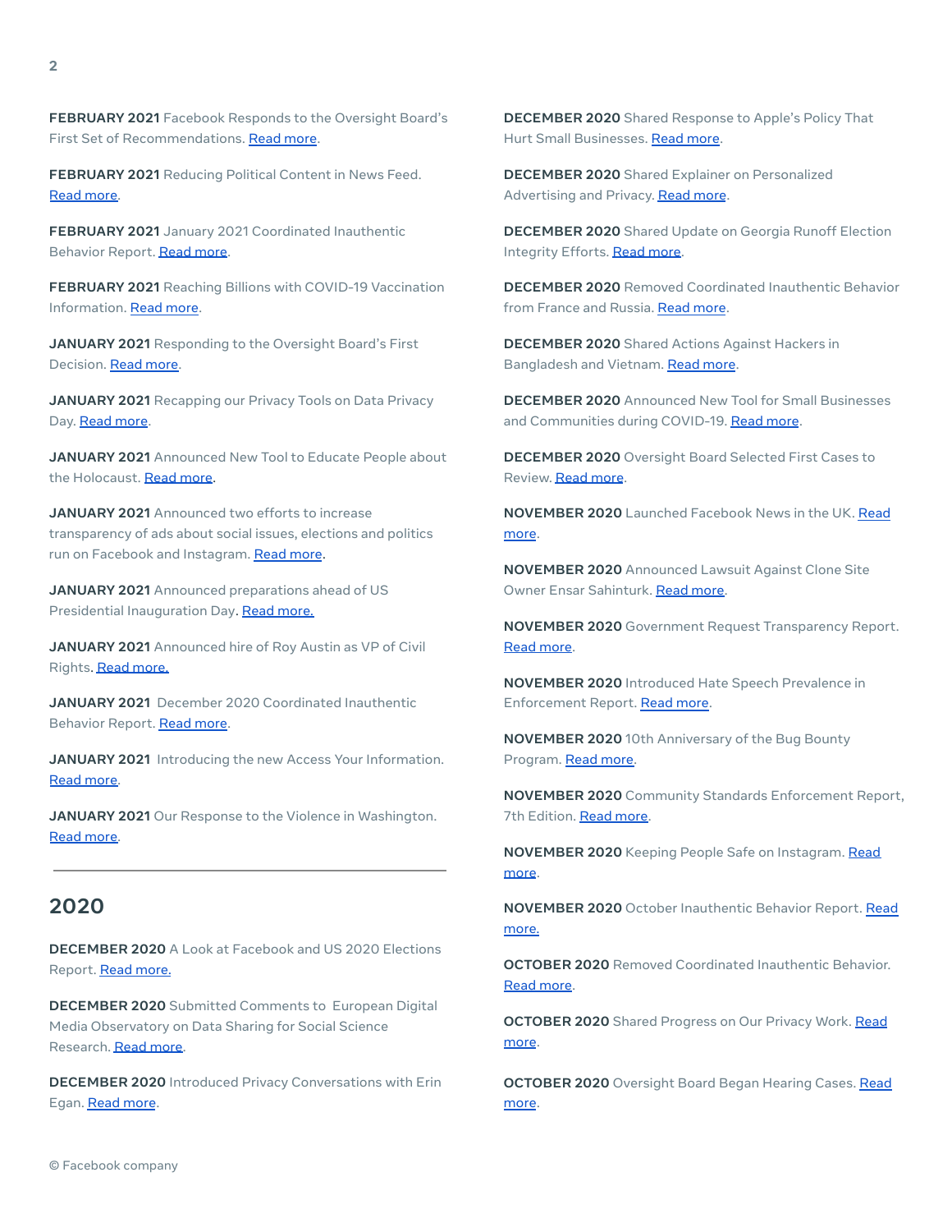**FEBRUARY 2021** Facebook Responds to the Oversight Board's First Set of Recommendations. Read more.

**FEBRUARY 2021** Reducing Political Content in News Feed. Read more.

**FEBRUARY 2021** January 2021 Coordinated Inauthentic Behavior Report. Read more.

**FEBRUARY 2021** Reaching Billions with COVID-19 Vaccination Information. Read more.

**JANUARY 2021** Responding to the Oversight Board's First Decision. Read more.

**JANUARY 2021** Recapping our Privacy Tools on Data Privacy Day. Read more.

**JANUARY 2021** Announced New Tool to Educate People about the Holocaust. Read more.

**JANUARY 2021** Announced two efforts to increase transparency of ads about social issues, elections and politics run on Facebook and Instagram. Read more.

**JANUARY 2021** Announced preparations ahead of US Presidential Inauguration Day. Read more.

**JANUARY 2021** Announced hire of Roy Austin as VP of Civil Rights. Read more.

**JANUARY 2021** December 2020 Coordinated Inauthentic Behavior Report. Read more.

**JANUARY 2021** Introducing the new Access Your Information. Read more.

**JANUARY 2021** Our Response to the Violence in Washington. Read more.

---

## 2020

**DECEMBER 2020** A Look at Facebook and US 2020 Elections Report. Read more.

**DECEMBER 2020** Submitted Comments to European Digital Media Observatory on Data Sharing for Social Science Research. Read more.

**DECEMBER 2020** Introduced Privacy Conversations with Erin Egan. Read more.

**DECEMBER 2020** Shared Response to Apple's Policy That Hurt Small Businesses. Read more.

**DECEMBER 2020** Shared Explainer on Personalized Advertising and Privacy. Read more.

**DECEMBER 2020** Shared Update on Georgia Runoff Election Integrity Efforts. Read more.

**DECEMBER 2020** Removed Coordinated Inauthentic Behavior from France and Russia. Read more.

**DECEMBER 2020** Shared Actions Against Hackers in Bangladesh and Vietnam. Read more.

**DECEMBER 2020** Announced New Tool for Small Businesses and Communities during COVID-19. Read more.

**DECEMBER 2020** Oversight Board Selected First Cases to Review. Read more.

**NOVEMBER 2020** Launched Facebook News in the UK. Read more.

**NOVEMBER 2020** Announced Lawsuit Against Clone Site Owner Ensar Sahinturk. Read more.

**NOVEMBER 2020** Government Request Transparency Report. Read more.

**NOVEMBER 2020** Introduced Hate Speech Prevalence in Enforcement Report. Read more.

**NOVEMBER 2020** 10th Anniversary of the Bug Bounty Program. Read more.

**NOVEMBER 2020** Community Standards Enforcement Report, 7th Edition. Read more.

**NOVEMBER 2020** Keeping People Safe on Instagram. Read more.

**NOVEMBER 2020** October Inauthentic Behavior Report. Read more.

**OCTOBER 2020** Removed Coordinated Inauthentic Behavior. Read more.

**OCTOBER 2020** Shared Progress on Our Privacy Work. Read more.

**OCTOBER 2020** Oversight Board Began Hearing Cases. Read more.

© Facebook company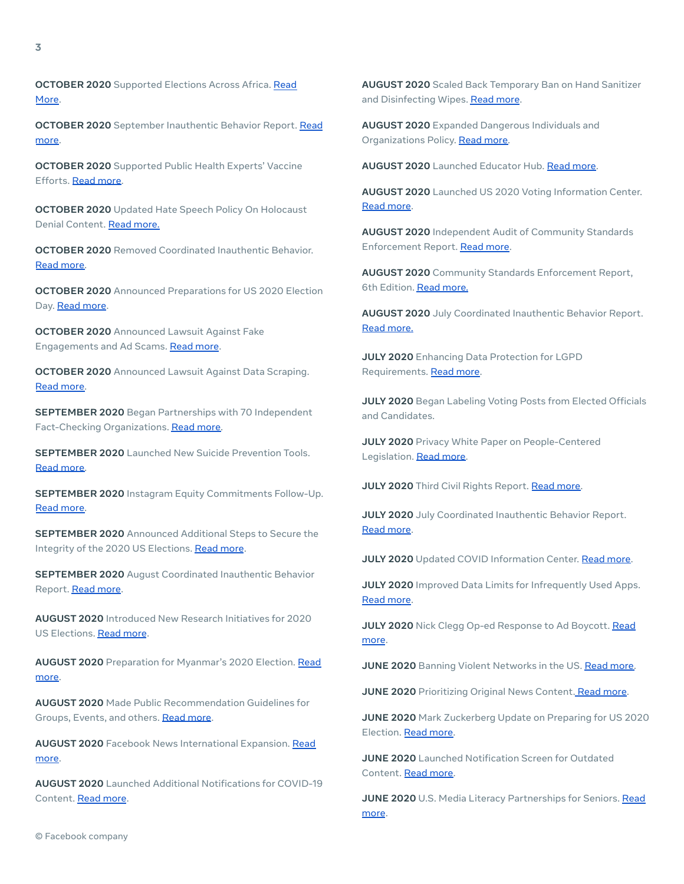**OCTOBER 2020** Supported Elections Across Africa. Read More.

**OCTOBER 2020** September Inauthentic Behavior Report. Read more.

**OCTOBER 2020** Supported Public Health Experts' Vaccine Efforts. Read more.

**OCTOBER 2020** Updated Hate Speech Policy On Holocaust Denial Content. Read more.

**OCTOBER 2020** Removed Coordinated Inauthentic Behavior. Read more.

**OCTOBER 2020** Announced Preparations for US 2020 Election Day. Read more.

**OCTOBER 2020** Announced Lawsuit Against Fake Engagements and Ad Scams. Read more.

**OCTOBER 2020** Announced Lawsuit Against Data Scraping. Read more.

**SEPTEMBER 2020** Began Partnerships with 70 Independent Fact-Checking Organizations. Read more.

**SEPTEMBER 2020** Launched New Suicide Prevention Tools. Read more.

**SEPTEMBER 2020** Instagram Equity Commitments Follow-Up. Read more.

**SEPTEMBER 2020** Announced Additional Steps to Secure the Integrity of the 2020 US Elections. Read more.

**SEPTEMBER 2020** August Coordinated Inauthentic Behavior Report. Read more.

**AUGUST 2020** Introduced New Research Initiatives for 2020 US Elections. Read more.

**AUGUST 2020** Preparation for Myanmar's 2020 Election. Read more.

**AUGUST 2020** Made Public Recommendation Guidelines for Groups, Events, and others. Read more.

**AUGUST 2020** Facebook News International Expansion. Read more.

**AUGUST 2020** Launched Additional Notifications for COVID-19 Content. Read more.

**AUGUST 2020** Scaled Back Temporary Ban on Hand Sanitizer and Disinfecting Wipes. Read more.

**AUGUST 2020** Expanded Dangerous Individuals and Organizations Policy. Read more.

**AUGUST 2020** Launched Educator Hub. Read more.

**AUGUST 2020** Launched US 2020 Voting Information Center. Read more.

**AUGUST 2020** Independent Audit of Community Standards Enforcement Report. Read more.

**AUGUST 2020** Community Standards Enforcement Report, 6th Edition. Read more.

**AUGUST 2020** July Coordinated Inauthentic Behavior Report. Read more.

**JULY 2020** Enhancing Data Protection for LGPD Requirements. Read more.

**JULY 2020** Began Labeling Voting Posts from Elected Officials and Candidates.

**JULY 2020** Privacy White Paper on People-Centered Legislation. Read more.

**JULY 2020** Third Civil Rights Report. Read more.

**JULY 2020** July Coordinated Inauthentic Behavior Report. Read more.

**JULY 2020** Updated COVID Information Center. Read more.

**JULY 2020** Improved Data Limits for Infrequently Used Apps. Read more.

**JULY 2020** Nick Clegg Op-ed Response to Ad Boycott. Read more.

**JUNE 2020** Banning Violent Networks in the US. Read more.

**JUNE 2020** Prioritizing Original News Content. Read more.

**JUNE 2020** Mark Zuckerberg Update on Preparing for US 2020 Election. Read more.

**JUNE 2020** Launched Notification Screen for Outdated Content. Read more.

**JUNE 2020** U.S. Media Literacy Partnerships for Seniors. Read more.

© Facebook company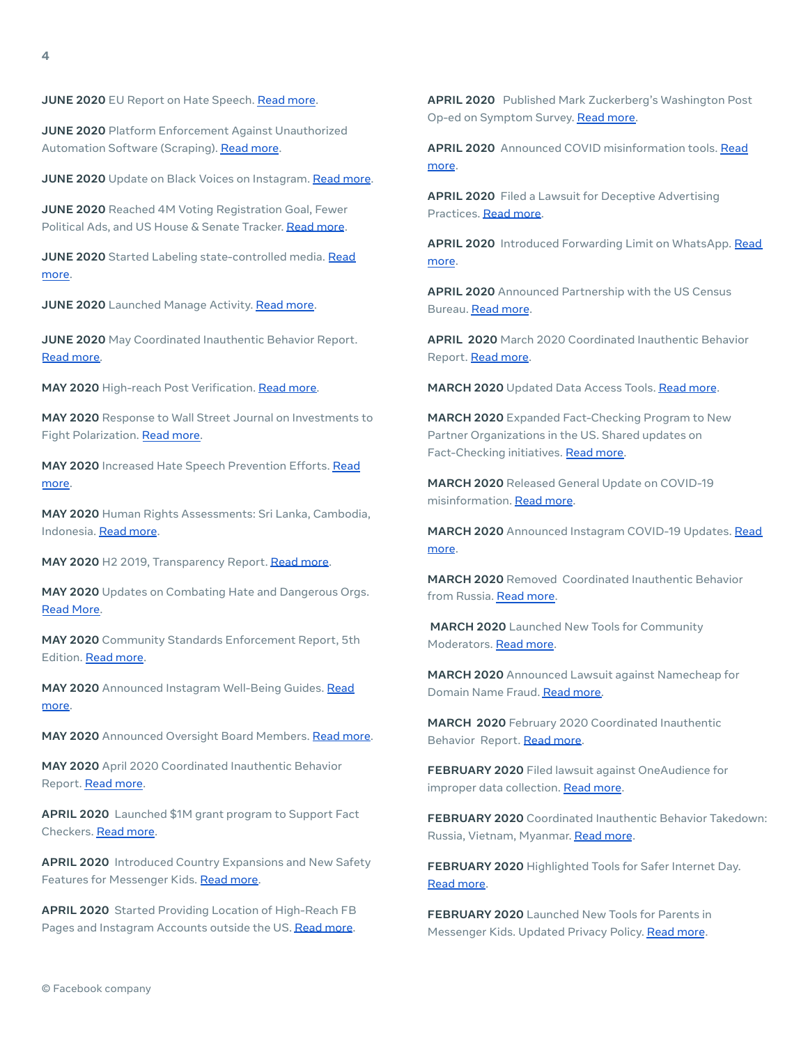**JUNE 2020** EU Report on Hate Speech. Read more.

**JUNE 2020** Platform Enforcement Against Unauthorized Automation Software (Scraping). Read more.

**JUNE 2020** Update on Black Voices on Instagram. Read more.

**JUNE 2020** Reached 4M Voting Registration Goal, Fewer Political Ads, and US House & Senate Tracker. Read more.

**JUNE 2020** Started Labeling state-controlled media. Read more.

**JUNE 2020** Launched Manage Activity. Read more.

**JUNE 2020** May Coordinated Inauthentic Behavior Report. Read more.

**MAY 2020** High-reach Post Verification. Read more.

**MAY 2020** Response to Wall Street Journal on Investments to Fight Polarization. Read more.

**MAY 2020** Increased Hate Speech Prevention Efforts. Read more.

**MAY 2020** Human Rights Assessments: Sri Lanka, Cambodia, Indonesia. Read more.

**MAY 2020** H2 2019, Transparency Report. Read more.

**MAY 2020** Updates on Combating Hate and Dangerous Orgs. Read More.

**MAY 2020** Community Standards Enforcement Report, 5th Edition. Read more.

**MAY 2020** Announced Instagram Well-Being Guides. Read more.

**MAY 2020** Announced Oversight Board Members. Read more.

**MAY 2020** April 2020 Coordinated Inauthentic Behavior Report. Read more.

**APRIL 2020** Launched $1M grant program to Support Fact Checkers. Read more.

**APRIL 2020** Introduced Country Expansions and New Safety Features for Messenger Kids. Read more.

**APRIL 2020** Started Providing Location of High-Reach FB Pages and Instagram Accounts outside the US. Read more.

**APRIL 2020** Published Mark Zuckerberg's Washington Post Op-ed on Symptom Survey. Read more.

**APRIL 2020** Announced COVID misinformation tools. Read more.

**APRIL 2020** Filed a Lawsuit for Deceptive Advertising Practices. Read more.

**APRIL 2020** Introduced Forwarding Limit on WhatsApp. Read more.

**APRIL 2020** Announced Partnership with the US Census Bureau. Read more.

**APRIL 2020** March 2020 Coordinated Inauthentic Behavior Report. Read more.

**MARCH 2020** Updated Data Access Tools. Read more.

**MARCH 2020** Expanded Fact-Checking Program to New Partner Organizations in the US. Shared updates on Fact-Checking initiatives. Read more.

**MARCH 2020** Released General Update on COVID-19 misinformation. Read more.

**MARCH 2020** Announced Instagram COVID-19 Updates. Read more.

**MARCH 2020** Removed Coordinated Inauthentic Behavior from Russia. Read more.

**MARCH 2020** Launched New Tools for Community Moderators. Read more.

**MARCH 2020** Announced Lawsuit against Namecheap for Domain Name Fraud. Read more.

**MARCH 2020** February 2020 Coordinated Inauthentic Behavior Report. Read more.

**FEBRUARY 2020** Filed lawsuit against OneAudience for improper data collection. Read more.

**FEBRUARY 2020** Coordinated Inauthentic Behavior Takedown: Russia, Vietnam, Myanmar. Read more.

**FEBRUARY 2020** Highlighted Tools for Safer Internet Day. Read more.

**FEBRUARY 2020** Launched New Tools for Parents in Messenger Kids. Updated Privacy Policy. Read more.

© Facebook company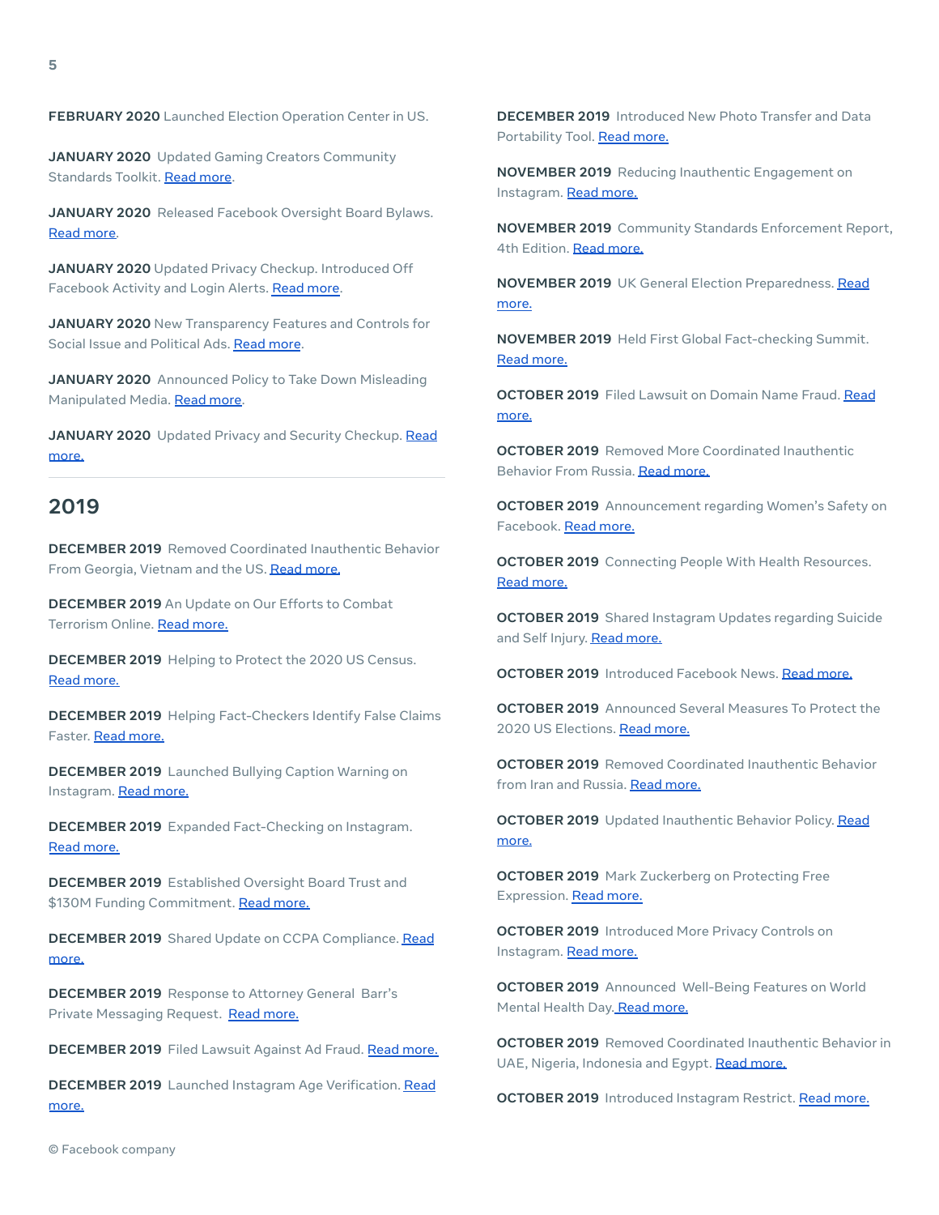**FEBRUARY 2020** Launched Election Operation Center in US.

**JANUARY 2020** Updated Gaming Creators Community Standards Toolkit. Read more.

**JANUARY 2020** Released Facebook Oversight Board Bylaws. Read more.

**JANUARY 2020** Updated Privacy Checkup. Introduced Off Facebook Activity and Login Alerts. Read more.

**JANUARY 2020** New Transparency Features and Controls for Social Issue and Political Ads. Read more.

**JANUARY 2020** Announced Policy to Take Down Misleading Manipulated Media. Read more.

**JANUARY 2020** Updated Privacy and Security Checkup. Read more.

## 2019

**DECEMBER 2019** Removed Coordinated Inauthentic Behavior From Georgia, Vietnam and the US. Read more.

**DECEMBER 2019** An Update on Our Efforts to Combat Terrorism Online. Read more.

**DECEMBER 2019** Helping to Protect the 2020 US Census. Read more.

**DECEMBER 2019** Helping Fact-Checkers Identify False Claims Faster. Read more.

**DECEMBER 2019** Launched Bullying Caption Warning on Instagram. Read more.

**DECEMBER 2019** Expanded Fact-Checking on Instagram. Read more.

**DECEMBER 2019** Established Oversight Board Trust and $130M Funding Commitment. Read more.

**DECEMBER 2019** Shared Update on CCPA Compliance. Read more.

**DECEMBER 2019** Response to Attorney General Barr's Private Messaging Request. Read more.

**DECEMBER 2019** Filed Lawsuit Against Ad Fraud. Read more.

**DECEMBER 2019** Launched Instagram Age Verification. Read more.

**DECEMBER 2019** Introduced New Photo Transfer and Data Portability Tool. Read more.

**NOVEMBER 2019** Reducing Inauthentic Engagement on Instagram. Read more.

**NOVEMBER 2019** Community Standards Enforcement Report, 4th Edition. Read more.

**NOVEMBER 2019** UK General Election Preparedness. Read more.

**NOVEMBER 2019** Held First Global Fact-checking Summit. Read more.

**OCTOBER 2019** Filed Lawsuit on Domain Name Fraud. Read more.

**OCTOBER 2019** Removed More Coordinated Inauthentic Behavior From Russia. Read more.

**OCTOBER 2019** Announcement regarding Women's Safety on Facebook. Read more.

**OCTOBER 2019** Connecting People With Health Resources. Read more.

**OCTOBER 2019** Shared Instagram Updates regarding Suicide and Self Injury. Read more.

**OCTOBER 2019** Introduced Facebook News. Read more.

**OCTOBER 2019** Announced Several Measures To Protect the 2020 US Elections. Read more.

**OCTOBER 2019** Removed Coordinated Inauthentic Behavior from Iran and Russia. Read more.

**OCTOBER 2019** Updated Inauthentic Behavior Policy. Read more.

**OCTOBER 2019** Mark Zuckerberg on Protecting Free Expression. Read more.

**OCTOBER 2019** Introduced More Privacy Controls on Instagram. Read more.

**OCTOBER 2019** Announced Well-Being Features on World Mental Health Day. Read more.

**OCTOBER 2019** Removed Coordinated Inauthentic Behavior in UAE, Nigeria, Indonesia and Egypt. Read more.

**OCTOBER 2019** Introduced Instagram Restrict. Read more.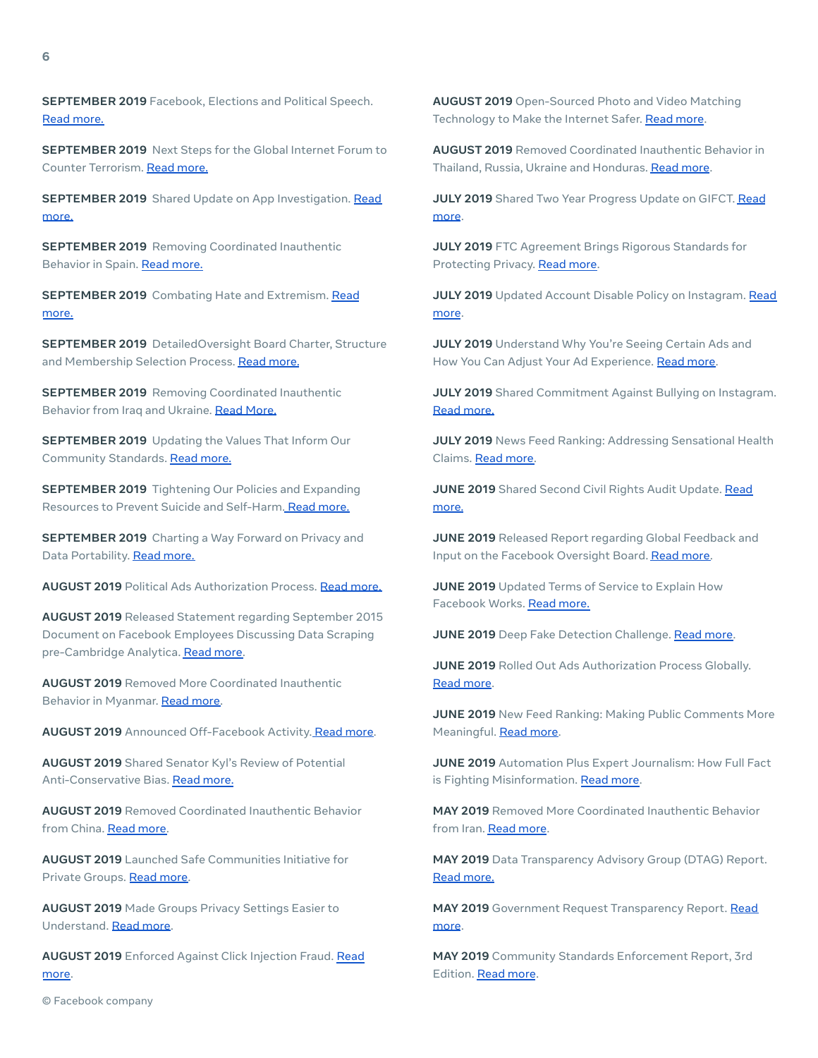**SEPTEMBER 2019** Facebook, Elections and Political Speech. Read more.

**SEPTEMBER 2019** Next Steps for the Global Internet Forum to Counter Terrorism. Read more.

**SEPTEMBER 2019** Shared Update on App Investigation. Read more.

**SEPTEMBER 2019** Removing Coordinated Inauthentic Behavior in Spain. Read more.

**SEPTEMBER 2019** Combating Hate and Extremism. Read more.

**SEPTEMBER 2019** DetailedOversight Board Charter, Structure and Membership Selection Process. Read more.

**SEPTEMBER 2019** Removing Coordinated Inauthentic Behavior from Iraq and Ukraine. Read More.

**SEPTEMBER 2019** Updating the Values That Inform Our Community Standards. Read more.

**SEPTEMBER 2019** Tightening Our Policies and Expanding Resources to Prevent Suicide and Self-Harm. Read more.

**SEPTEMBER 2019** Charting a Way Forward on Privacy and Data Portability. Read more.

**AUGUST 2019** Political Ads Authorization Process. Read more.

**AUGUST 2019** Released Statement regarding September 2015 Document on Facebook Employees Discussing Data Scraping pre-Cambridge Analytica. Read more.

**AUGUST 2019** Removed More Coordinated Inauthentic Behavior in Myanmar. Read more.

**AUGUST 2019** Announced Off-Facebook Activity. Read more.

**AUGUST 2019** Shared Senator Kyl's Review of Potential Anti-Conservative Bias. Read more.

**AUGUST 2019** Removed Coordinated Inauthentic Behavior from China. Read more.

**AUGUST 2019** Launched Safe Communities Initiative for Private Groups. Read more.

**AUGUST 2019** Made Groups Privacy Settings Easier to Understand. Read more.

**AUGUST 2019** Enforced Against Click Injection Fraud. Read more.

**AUGUST 2019** Open-Sourced Photo and Video Matching Technology to Make the Internet Safer. Read more.

**AUGUST 2019** Removed Coordinated Inauthentic Behavior in Thailand, Russia, Ukraine and Honduras. Read more.

**JULY 2019** Shared Two Year Progress Update on GIFCT. Read more.

**JULY 2019** FTC Agreement Brings Rigorous Standards for Protecting Privacy. Read more.

**JULY 2019** Updated Account Disable Policy on Instagram. Read more.

**JULY 2019** Understand Why You're Seeing Certain Ads and How You Can Adjust Your Ad Experience. Read more.

**JULY 2019** Shared Commitment Against Bullying on Instagram. Read more.

**JULY 2019** News Feed Ranking: Addressing Sensational Health Claims. Read more.

**JUNE 2019** Shared Second Civil Rights Audit Update. Read more.

**JUNE 2019** Released Report regarding Global Feedback and Input on the Facebook Oversight Board. Read more.

**JUNE 2019** Updated Terms of Service to Explain How Facebook Works. Read more.

**JUNE 2019** Deep Fake Detection Challenge. Read more.

**JUNE 2019** Rolled Out Ads Authorization Process Globally. Read more.

**JUNE 2019** New Feed Ranking: Making Public Comments More Meaningful. Read more.

**JUNE 2019** Automation Plus Expert Journalism: How Full Fact is Fighting Misinformation. Read more.

**MAY 2019** Removed More Coordinated Inauthentic Behavior from Iran. Read more.

**MAY 2019** Data Transparency Advisory Group (DTAG) Report. Read more.

**MAY 2019** Government Request Transparency Report. Read more.

**MAY 2019** Community Standards Enforcement Report, 3rd Edition. Read more.

© Facebook company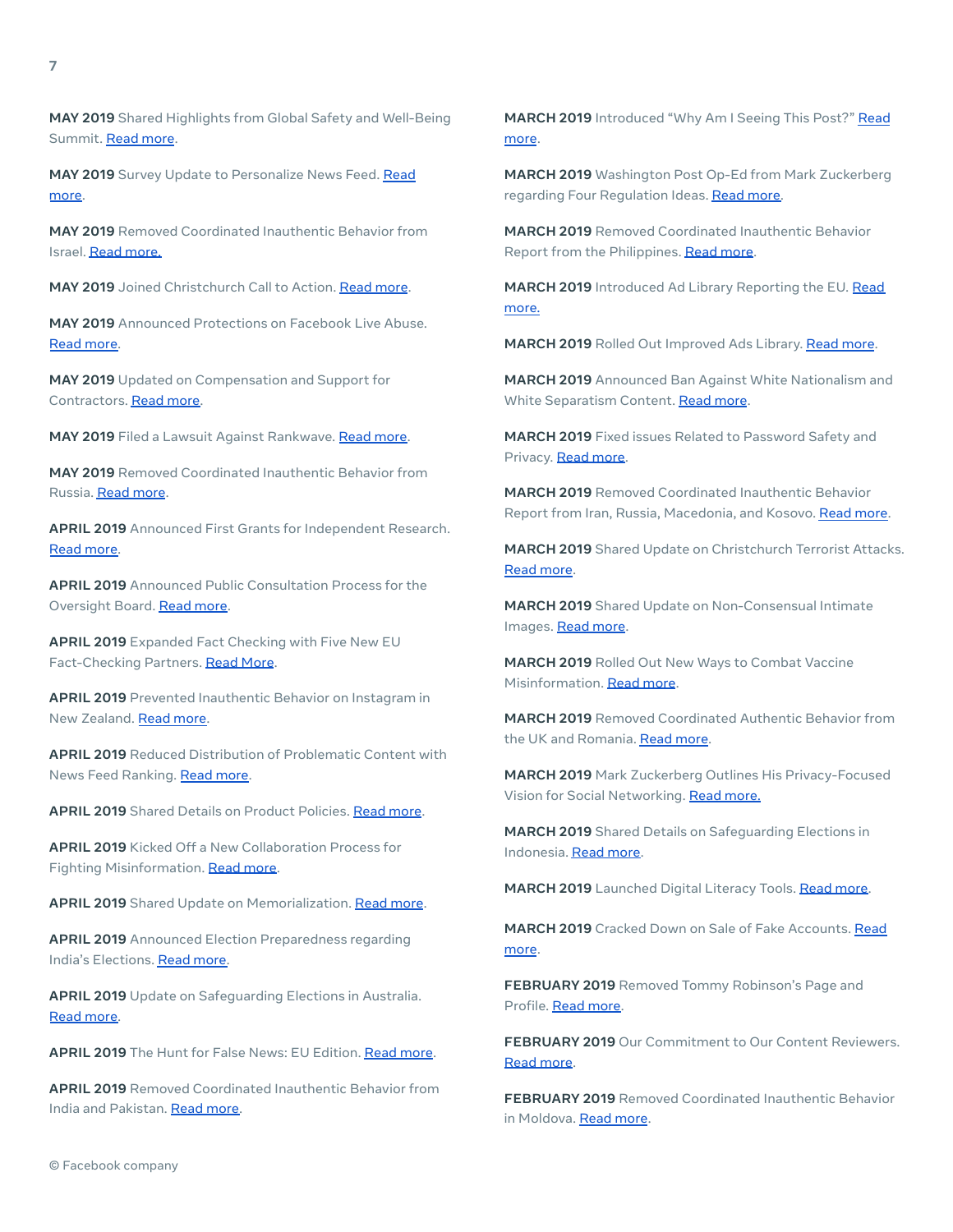**MAY 2019** Shared Highlights from Global Safety and Well-Being Summit. Read more.

**MAY 2019** Survey Update to Personalize News Feed. Read more.

**MAY 2019** Removed Coordinated Inauthentic Behavior from Israel. Read more.

**MAY 2019** Joined Christchurch Call to Action. Read more.

**MAY 2019** Announced Protections on Facebook Live Abuse. Read more.

**MAY 2019** Updated on Compensation and Support for Contractors. Read more.

**MAY 2019** Filed a Lawsuit Against Rankwave. Read more.

**MAY 2019** Removed Coordinated Inauthentic Behavior from Russia. Read more.

**APRIL 2019** Announced First Grants for Independent Research. Read more.

**APRIL 2019** Announced Public Consultation Process for the Oversight Board. Read more.

**APRIL 2019** Expanded Fact Checking with Five New EU Fact-Checking Partners. Read More.

**APRIL 2019** Prevented Inauthentic Behavior on Instagram in New Zealand. Read more.

**APRIL 2019** Reduced Distribution of Problematic Content with News Feed Ranking. Read more.

**APRIL 2019** Shared Details on Product Policies. Read more.

**APRIL 2019** Kicked Off a New Collaboration Process for Fighting Misinformation. Read more.

**APRIL 2019** Shared Update on Memorialization. Read more.

**APRIL 2019** Announced Election Preparedness regarding India's Elections. Read more.

**APRIL 2019** Update on Safeguarding Elections in Australia. Read more.

**APRIL 2019** The Hunt for False News: EU Edition. Read more.

**APRIL 2019** Removed Coordinated Inauthentic Behavior from India and Pakistan. Read more.

**MARCH 2019** Introduced "Why Am I Seeing This Post?" Read more.

**MARCH 2019** Washington Post Op-Ed from Mark Zuckerberg regarding Four Regulation Ideas. Read more.

**MARCH 2019** Removed Coordinated Inauthentic Behavior Report from the Philippines. Read more.

**MARCH 2019** Introduced Ad Library Reporting the EU. Read more.

**MARCH 2019** Rolled Out Improved Ads Library. Read more.

**MARCH 2019** Announced Ban Against White Nationalism and White Separatism Content. Read more.

**MARCH 2019** Fixed issues Related to Password Safety and Privacy. Read more.

**MARCH 2019** Removed Coordinated Inauthentic Behavior Report from Iran, Russia, Macedonia, and Kosovo. Read more.

**MARCH 2019** Shared Update on Christchurch Terrorist Attacks. Read more.

**MARCH 2019** Shared Update on Non-Consensual Intimate Images. Read more.

**MARCH 2019** Rolled Out New Ways to Combat Vaccine Misinformation. Read more.

**MARCH 2019** Removed Coordinated Authentic Behavior from the UK and Romania. Read more.

**MARCH 2019** Mark Zuckerberg Outlines His Privacy-Focused Vision for Social Networking. Read more.

**MARCH 2019** Shared Details on Safeguarding Elections in Indonesia. Read more.

**MARCH 2019** Launched Digital Literacy Tools. Read more.

**MARCH 2019** Cracked Down on Sale of Fake Accounts. Read more.

**FEBRUARY 2019** Removed Tommy Robinson's Page and Profile. Read more.

**FEBRUARY 2019** Our Commitment to Our Content Reviewers. Read more.

**FEBRUARY 2019** Removed Coordinated Inauthentic Behavior in Moldova. Read more.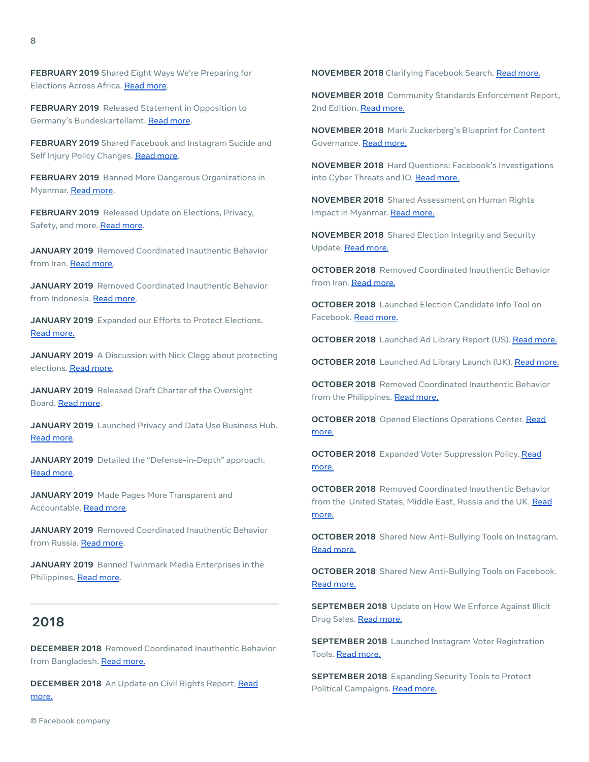**FEBRUARY 2019** Shared Eight Ways We're Preparing for Elections Across Africa. Read more.

**FEBRUARY 2019** Released Statement in Opposition to Germany's Bundeskartellamt. Read more.

**FEBRUARY 2019** Shared Facebook and Instagram Sucide and Self Injury Policy Changes. Read more.

**FEBRUARY 2019** Banned More Dangerous Organizations in Myanmar. Read more.

**FEBRUARY 2019** Released Update on Elections, Privacy, Safety, and more. Read more.

**JANUARY 2019** Removed Coordinated Inauthentic Behavior from Iran. Read more.

**JANUARY 2019** Removed Coordinated Inauthentic Behavior from Indonesia. Read more.

**JANUARY 2019** Expanded our Efforts to Protect Elections. Read more.

**JANUARY 2019** A Discussion with Nick Clegg about protecting elections. Read more.

**JANUARY 2019** Released Draft Charter of the Oversight Board. Read more.

**JANUARY 2019** Launched Privacy and Data Use Business Hub. Read more.

**JANUARY 2019** Detailed the "Defense-in-Depth" approach. Read more.

**JANUARY 2019** Made Pages More Transparent and Accountable. Read more.

**JANUARY 2019** Removed Coordinated Inauthentic Behavior from Russia. Read more.

**JANUARY 2019** Banned Twinmark Media Enterprises in the Philippines. Read more.

## 2018

**DECEMBER 2018** Removed Coordinated Inauthentic Behavior from Bangladesh. Read more.

**DECEMBER 2018** An Update on Civil Rights Report. Read more.

**NOVEMBER 2018** Clarifying Facebook Search. Read more.

**NOVEMBER 2018** Community Standards Enforcement Report, 2nd Edition. Read more.

**NOVEMBER 2018** Mark Zuckerberg's Blueprint for Content Governance. Read more.

**NOVEMBER 2018** Hard Questions: Facebook's Investigations into Cyber Threats and IO. Read more.

**NOVEMBER 2018** Shared Assessment on Human Rights Impact in Myanmar. Read more.

**NOVEMBER 2018** Shared Election Integrity and Security Update. Read more.

**OCTOBER 2018** Removed Coordinated Inauthentic Behavior from Iran. Read more.

**OCTOBER 2018** Launched Election Candidate Info Tool on Facebook. Read more.

**OCTOBER 2018** Launched Ad Library Report (US). Read more.

**OCTOBER 2018** Launched Ad Library Launch (UK). Read more.

**OCTOBER 2018** Removed Coordinated Inauthentic Behavior from the Philippines. Read more.

**OCTOBER 2018** Opened Elections Operations Center. Read more.

**OCTOBER 2018** Expanded Voter Suppression Policy. Read more.

**OCTOBER 2018** Removed Coordinated Inauthentic Behavior from the United States, Middle East, Russia and the UK. Read more.

**OCTOBER 2018** Shared New Anti-Bullying Tools on Instagram. Read more.

**OCTOBER 2018** Shared New Anti-Bullying Tools on Facebook. Read more.

**SEPTEMBER 2018** Update on How We Enforce Against Illicit Drug Sales. Read more.

**SEPTEMBER 2018** Launched Instagram Voter Registration Tools. Read more.

**SEPTEMBER 2018** Expanding Security Tools to Protect Political Campaigns. Read more.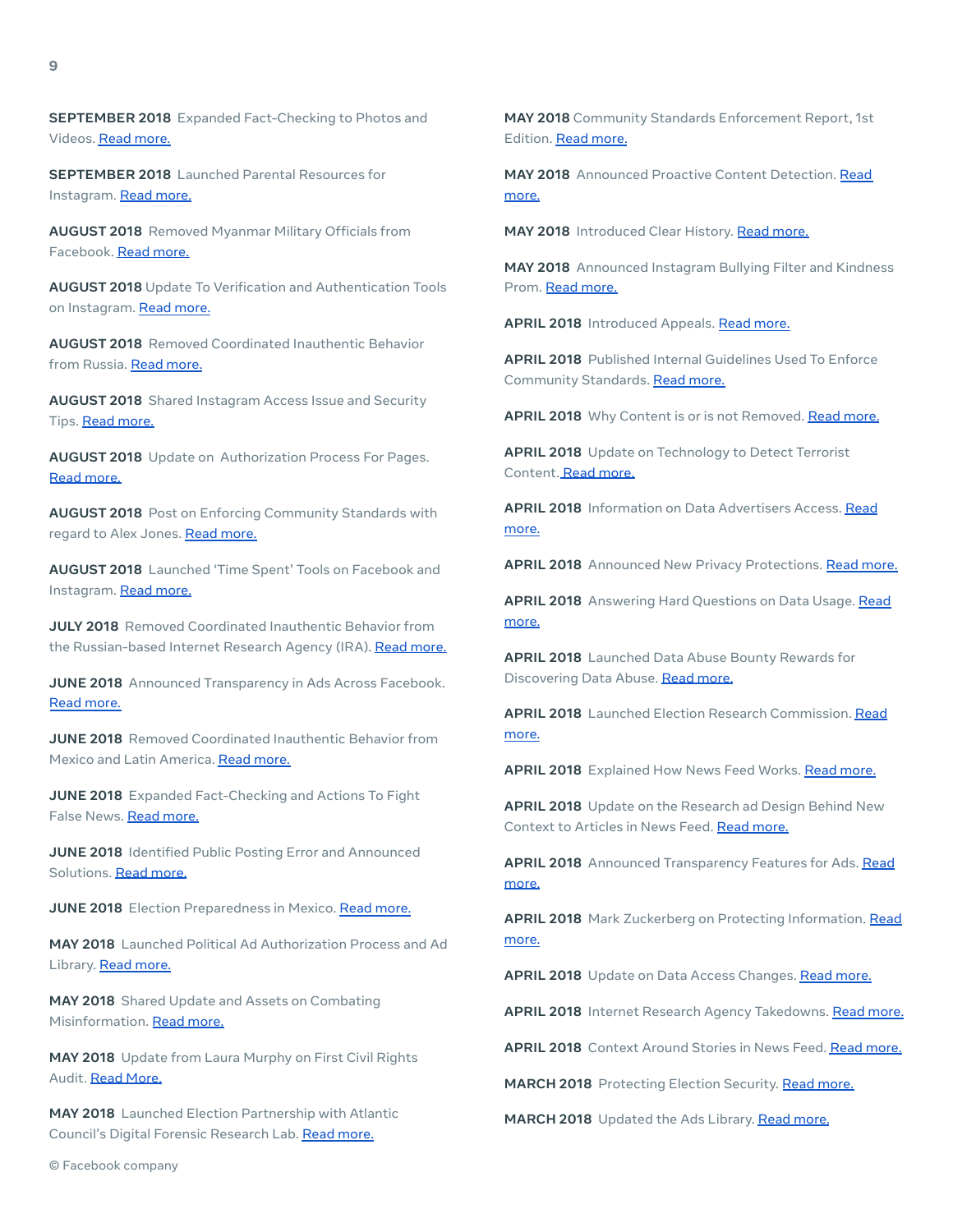**SEPTEMBER 2018** Expanded Fact-Checking to Photos and Videos. Read more.

**SEPTEMBER 2018** Launched Parental Resources for Instagram. Read more.

**AUGUST 2018** Removed Myanmar Military Officials from Facebook. Read more.

**AUGUST 2018** Update To Verification and Authentication Tools on Instagram. Read more.

**AUGUST 2018** Removed Coordinated Inauthentic Behavior from Russia. Read more.

**AUGUST 2018** Shared Instagram Access Issue and Security Tips. Read more.

**AUGUST 2018** Update on Authorization Process For Pages. Read more.

**AUGUST 2018** Post on Enforcing Community Standards with regard to Alex Jones. Read more.

**AUGUST 2018** Launched 'Time Spent' Tools on Facebook and Instagram. Read more.

**JULY 2018** Removed Coordinated Inauthentic Behavior from the Russian-based Internet Research Agency (IRA). Read more.

**JUNE 2018** Announced Transparency in Ads Across Facebook. Read more.

**JUNE 2018** Removed Coordinated Inauthentic Behavior from Mexico and Latin America. Read more.

**JUNE 2018** Expanded Fact-Checking and Actions To Fight False News. Read more.

**JUNE 2018** Identified Public Posting Error and Announced Solutions. Read more.

**JUNE 2018** Election Preparedness in Mexico. Read more.

**MAY 2018** Launched Political Ad Authorization Process and Ad Library. Read more.

**MAY 2018** Shared Update and Assets on Combating Misinformation. Read more.

**MAY 2018** Update from Laura Murphy on First Civil Rights Audit. Read More.

**MAY 2018** Launched Election Partnership with Atlantic Council's Digital Forensic Research Lab. Read more.

**MAY 2018** Community Standards Enforcement Report, 1st Edition. Read more.

**MAY 2018** Announced Proactive Content Detection. Read more.

**MAY 2018** Introduced Clear History. Read more.

**MAY 2018** Announced Instagram Bullying Filter and Kindness Prom. Read more.

**APRIL 2018** Introduced Appeals. Read more.

**APRIL 2018** Published Internal Guidelines Used To Enforce Community Standards. Read more.

**APRIL 2018** Why Content is or is not Removed. Read more.

**APRIL 2018** Update on Technology to Detect Terrorist Content. Read more.

**APRIL 2018** Information on Data Advertisers Access. Read more.

**APRIL 2018** Announced New Privacy Protections. Read more.

**APRIL 2018** Answering Hard Questions on Data Usage. Read more.

**APRIL 2018** Launched Data Abuse Bounty Rewards for Discovering Data Abuse. Read more.

**APRIL 2018** Launched Election Research Commission. Read more.

**APRIL 2018** Explained How News Feed Works. Read more.

**APRIL 2018** Update on the Research ad Design Behind New Context to Articles in News Feed. Read more.

**APRIL 2018** Announced Transparency Features for Ads. Read more.

**APRIL 2018** Mark Zuckerberg on Protecting Information. Read more.

**APRIL 2018** Update on Data Access Changes. Read more.

**APRIL 2018** Internet Research Agency Takedowns. Read more.

**APRIL 2018** Context Around Stories in News Feed. Read more.

**MARCH 2018** Protecting Election Security. Read more.

**MARCH 2018** Updated the Ads Library. Read more.

© Facebook company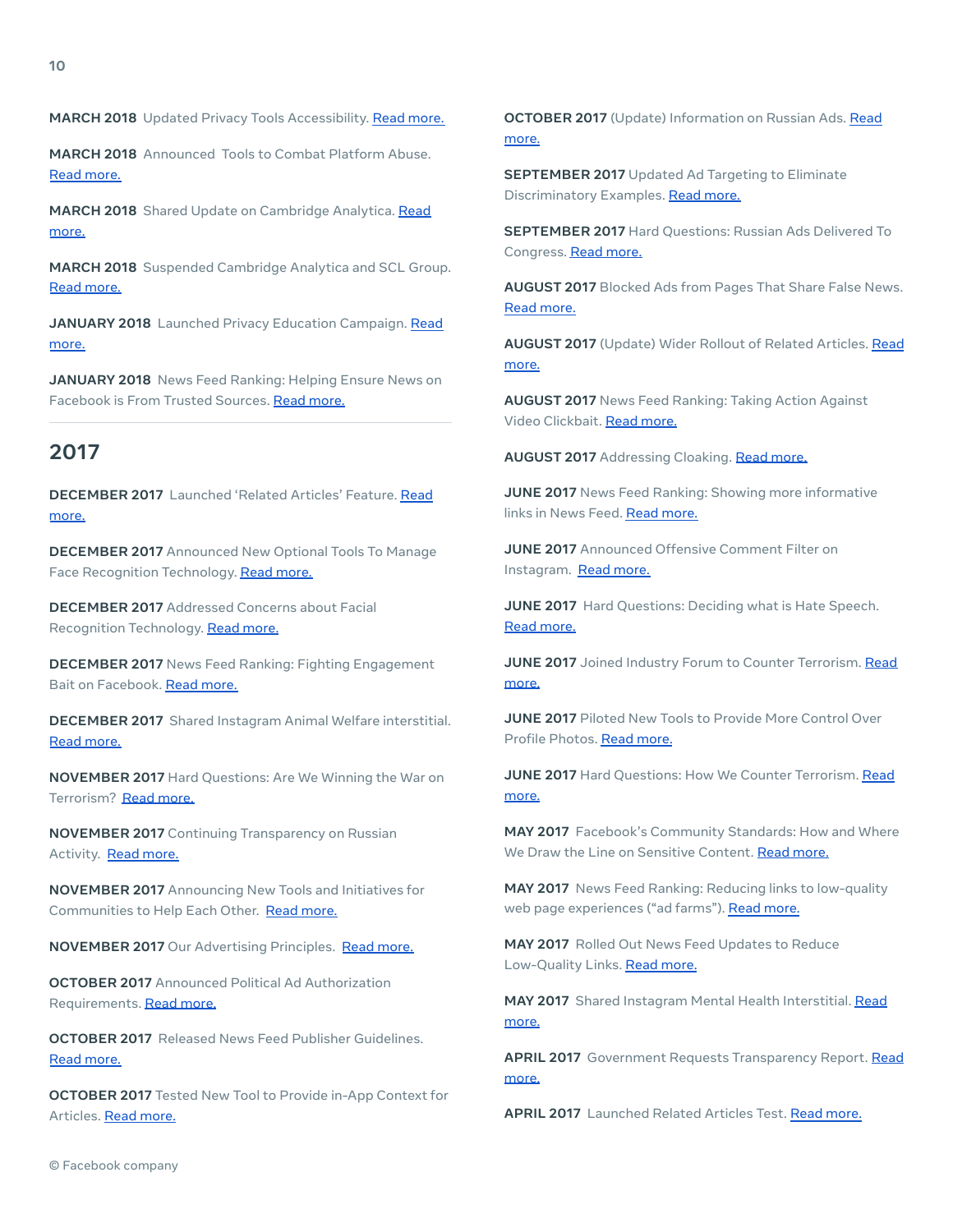**MARCH 2018** Updated Privacy Tools Accessibility. Read more.

**MARCH 2018** Announced Tools to Combat Platform Abuse. Read more.

**MARCH 2018** Shared Update on Cambridge Analytica. Read more.

**MARCH 2018** Suspended Cambridge Analytica and SCL Group. Read more.

**JANUARY 2018** Launched Privacy Education Campaign. Read more.

**JANUARY 2018** News Feed Ranking: Helping Ensure News on Facebook is From Trusted Sources. Read more.

## 2017

**DECEMBER 2017** Launched 'Related Articles' Feature. Read more.

**DECEMBER 2017** Announced New Optional Tools To Manage Face Recognition Technology. Read more.

**DECEMBER 2017** Addressed Concerns about Facial Recognition Technology. Read more.

**DECEMBER 2017** News Feed Ranking: Fighting Engagement Bait on Facebook. Read more.

**DECEMBER 2017** Shared Instagram Animal Welfare interstitial. Read more.

**NOVEMBER 2017** Hard Questions: Are We Winning the War on Terrorism? Read more.

**NOVEMBER 2017** Continuing Transparency on Russian Activity. Read more.

**NOVEMBER 2017** Announcing New Tools and Initiatives for Communities to Help Each Other. Read more.

**NOVEMBER 2017** Our Advertising Principles. Read more.

**OCTOBER 2017** Announced Political Ad Authorization Requirements. Read more.

**OCTOBER 2017** Released News Feed Publisher Guidelines. Read more.

**OCTOBER 2017** Tested New Tool to Provide in-App Context for Articles. Read more.

**OCTOBER 2017** (Update) Information on Russian Ads. Read more.

**SEPTEMBER 2017** Updated Ad Targeting to Eliminate Discriminatory Examples. Read more.

**SEPTEMBER 2017** Hard Questions: Russian Ads Delivered To Congress. Read more.

**AUGUST 2017** Blocked Ads from Pages That Share False News. Read more.

**AUGUST 2017** (Update) Wider Rollout of Related Articles. Read more.

**AUGUST 2017** News Feed Ranking: Taking Action Against Video Clickbait. Read more.

**AUGUST 2017** Addressing Cloaking. Read more.

**JUNE 2017** News Feed Ranking: Showing more informative links in News Feed. Read more.

**JUNE 2017** Announced Offensive Comment Filter on Instagram. Read more.

**JUNE 2017** Hard Questions: Deciding what is Hate Speech. Read more.

**JUNE 2017** Joined Industry Forum to Counter Terrorism. Read more.

**JUNE 2017** Piloted New Tools to Provide More Control Over Profile Photos. Read more.

**JUNE 2017** Hard Questions: How We Counter Terrorism. Read more.

**MAY 2017** Facebook's Community Standards: How and Where We Draw the Line on Sensitive Content. Read more.

**MAY 2017** News Feed Ranking: Reducing links to low-quality web page experiences ("ad farms"). Read more.

**MAY 2017** Rolled Out News Feed Updates to Reduce Low-Quality Links. Read more.

**MAY 2017** Shared Instagram Mental Health Interstitial. Read more.

**APRIL 2017** Government Requests Transparency Report. Read more.

**APRIL 2017** Launched Related Articles Test. Read more.

© Facebook company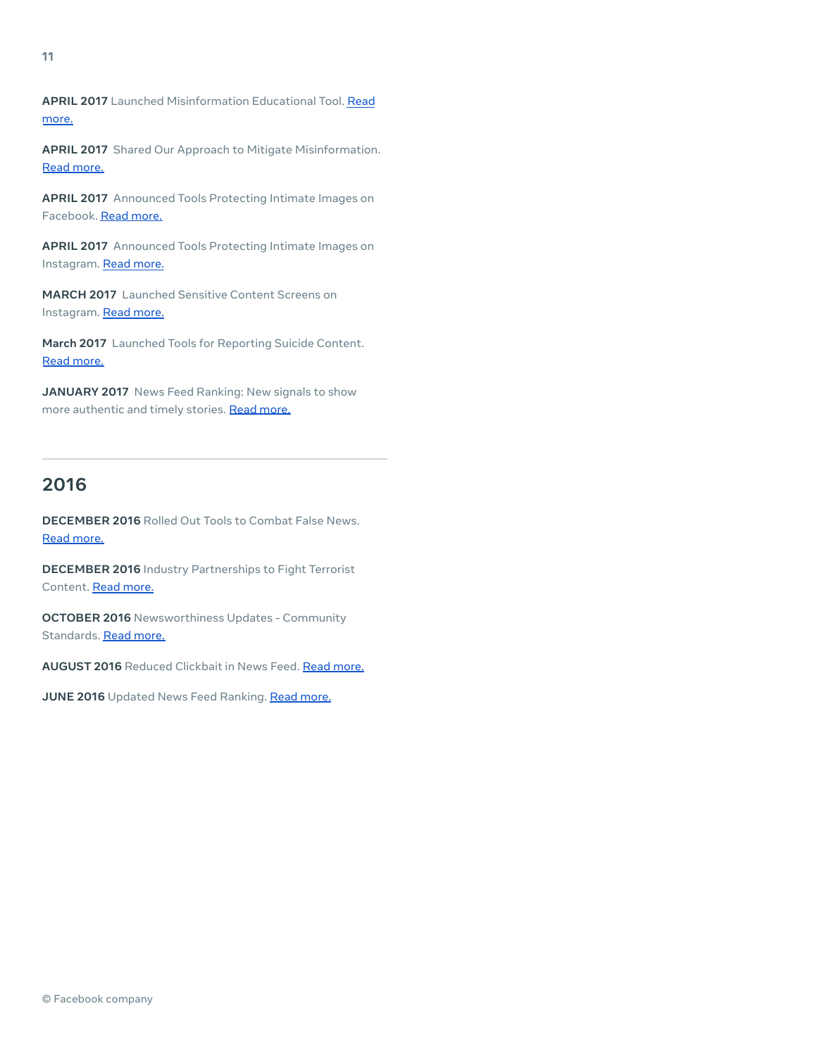**APRIL 2017** Launched Misinformation Educational Tool. Read more.

**APRIL 2017** Shared Our Approach to Mitigate Misinformation. Read more.

**APRIL 2017** Announced Tools Protecting Intimate Images on Facebook. Read more.

**APRIL 2017** Announced Tools Protecting Intimate Images on Instagram. Read more.

**MARCH 2017** Launched Sensitive Content Screens on Instagram. Read more.

**March 2017** Launched Tools for Reporting Suicide Content. Read more.

**JANUARY 2017** News Feed Ranking: New signals to show more authentic and timely stories. Read more.

## 2016

**DECEMBER 2016** Rolled Out Tools to Combat False News. Read more.

**DECEMBER 2016** Industry Partnerships to Fight Terrorist Content. Read more.

**OCTOBER 2016** Newsworthiness Updates - Community Standards. Read more.

**AUGUST 2016** Reduced Clickbait in News Feed. Read more.

**JUNE 2016** Updated News Feed Ranking. Read more.

© Facebook company